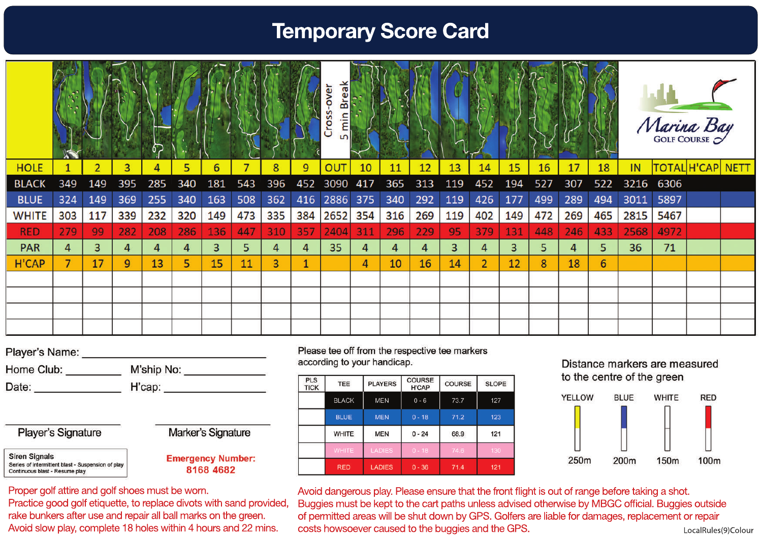# Temporary Score Card

**Marina Bay Golf Course**

| HOLE | 1 | 2 | 3 | 4 | 5 | 6 | 7 | 8 | 9 | OUT | 10 | 11 | 12 | 13 | 14 | 15 | 16 | 17 | 18 | IN | TOTAL | H'CAP | NETT |
|---|---|---|---|---|---|---|---|---|---|---|---|---|---|---|---|---|---|---|---|---|---|---|---|
| BLACK | 349 | 149 | 395 | 285 | 340 | 181 | 543 | 396 | 452 | 3090 | 417 | 365 | 313 | 119 | 452 | 194 | 527 | 307 | 522 | 3216 | 6306 | | |
| BLUE | 324 | 149 | 369 | 255 | 340 | 163 | 508 | 362 | 416 | 2886 | 375 | 340 | 292 | 119 | 426 | 177 | 499 | 289 | 494 | 3011 | 5897 | | |
| WHITE | 303 | 117 | 339 | 232 | 320 | 149 | 473 | 335 | 384 | 2652 | 354 | 316 | 269 | 119 | 402 | 149 | 472 | 269 | 465 | 2815 | 5467 | | |
| RED | 279 | 99 | 282 | 208 | 286 | 136 | 447 | 310 | 357 | 2404 | 311 | 296 | 229 | 95 | 379 | 131 | 448 | 246 | 433 | 2568 | 4972 | | |
| PAR | 4 | 3 | 4 | 4 | 4 | 3 | 5 | 4 | 4 | 35 | 4 | 4 | 4 | 3 | 4 | 3 | 5 | 4 | 5 | 36 | 71 | | |
| H'CAP | 7 | 17 | 9 | 13 | 5 | 15 | 11 | 3 | 1 | | 4 | 10 | 16 | 14 | 2 | 12 | 8 | 18 | 6 | | | | |
| | | | | | | | | | | | | | | | | | | | | | | | |
| | | | | | | | | | | | | | | | | | | | | | | | |
| | | | | | | | | | | | | | | | | | | | | | | | |
| | | | | | | | | | | | | | | | | | | | | | | | |

Cross-over 5 min Break

Player's Name: ______________________

Home Club: __________ M'ship No: __________

Date: __________ H'cap: __________

Player's Signature

Marker's Signature

**Siren Signals**
Series of intermittent blast - Suspension of play
Continuous blast - Resume play

**Emergency Number: 8168 4682**

Please tee off from the respective tee markers according to your handicap.

| PLS TICK | TEE | PLAYERS | COURSE H'CAP | COURSE | SLOPE |
|---|---|---|---|---|---|
| | BLACK | MEN | 0 - 6 | 73.7 | 127 |
| | BLUE | MEN | 0 - 18 | 71.2 | 123 |
| | WHITE | MEN | 0 - 24 | 68.9 | 121 |
| | WHITE | LADIES | 0 - 18 | 74.6 | 130 |
| | RED | LADIES | 0 - 36 | 71.4 | 121 |

Distance markers are measured to the centre of the green

| YELLOW | BLUE | WHITE | RED |
|---|---|---|---|
| 250m | 200m | 150m | 100m |

Proper golf attire and golf shoes must be worn.
Practice good golf etiquette, to replace divots with sand provided, rake bunkers after use and repair all ball marks on the green.
Avoid slow play, complete 18 holes within 4 hours and 22 mins.

Avoid dangerous play. Please ensure that the front flight is out of range before taking a shot.
Buggies must be kept to the cart paths unless advised otherwise by MBGC official. Buggies outside of permitted areas will be shut down by GPS. Golfers are liable for damages, replacement or repair costs howsoever caused to the buggies and the GPS.

LocalRules(9)Colour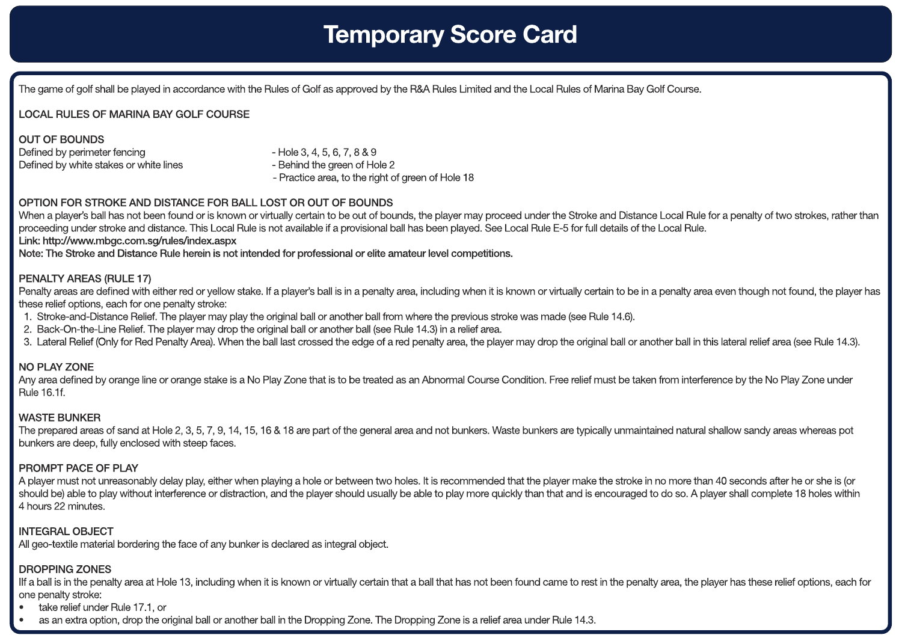# Temporary Score Card

The game of golf shall be played in accordance with the Rules of Golf as approved by the R&A Rules Limited and the Local Rules of Marina Bay Golf Course.

## LOCAL RULES OF MARINA BAY GOLF COURSE

### OUT OF BOUNDS

| | |
|---|---|
| Defined by perimeter fencing | - Hole 3, 4, 5, 6, 7, 8 & 9 |
| Defined by white stakes or white lines | - Behind the green of Hole 2 |
| | - Practice area, to the right of green of Hole 18 |

### OPTION FOR STROKE AND DISTANCE FOR BALL LOST OR OUT OF BOUNDS

When a player's ball has not been found or is known or virtually certain to be out of bounds, the player may proceed under the Stroke and Distance Local Rule for a penalty of two strokes, rather than proceeding under stroke and distance. This Local Rule is not available if a provisional ball has been played. See Local Rule E-5 for full details of the Local Rule.

**Link: http://www.mbgc.com.sg/rules/index.aspx**

**Note: The Stroke and Distance Rule herein is not intended for professional or elite amateur level competitions.**

### PENALTY AREAS (RULE 17)

Penalty areas are defined with either red or yellow stake. If a player's ball is in a penalty area, including when it is known or virtually certain to be in a penalty area even though not found, the player has these relief options, each for one penalty stroke:

1. Stroke-and-Distance Relief. The player may play the original ball or another ball from where the previous stroke was made (see Rule 14.6).
2. Back-On-the-Line Relief. The player may drop the original ball or another ball (see Rule 14.3) in a relief area.
3. Lateral Relief (Only for Red Penalty Area). When the ball last crossed the edge of a red penalty area, the player may drop the original ball or another ball in this lateral relief area (see Rule 14.3).

### NO PLAY ZONE

Any area defined by orange line or orange stake is a No Play Zone that is to be treated as an Abnormal Course Condition. Free relief must be taken from interference by the No Play Zone under Rule 16.1f.

### WASTE BUNKER

The prepared areas of sand at Hole 2, 3, 5, 7, 9, 14, 15, 16 & 18 are part of the general area and not bunkers. Waste bunkers are typically unmaintained natural shallow sandy areas whereas pot bunkers are deep, fully enclosed with steep faces.

### PROMPT PACE OF PLAY

A player must not unreasonably delay play, either when playing a hole or between two holes. It is recommended that the player make the stroke in no more than 40 seconds after he or she is (or should be) able to play without interference or distraction, and the player should usually be able to play more quickly than that and is encouraged to do so. A player shall complete 18 holes within 4 hours 22 minutes.

### INTEGRAL OBJECT

All geo-textile material bordering the face of any bunker is declared as integral object.

### DROPPING ZONES

IIf a ball is in the penalty area at Hole 13, including when it is known or virtually certain that a ball that has not been found came to rest in the penalty area, the player has these relief options, each for one penalty stroke:

- take relief under Rule 17.1, or
- as an extra option, drop the original ball or another ball in the Dropping Zone. The Dropping Zone is a relief area under Rule 14.3.